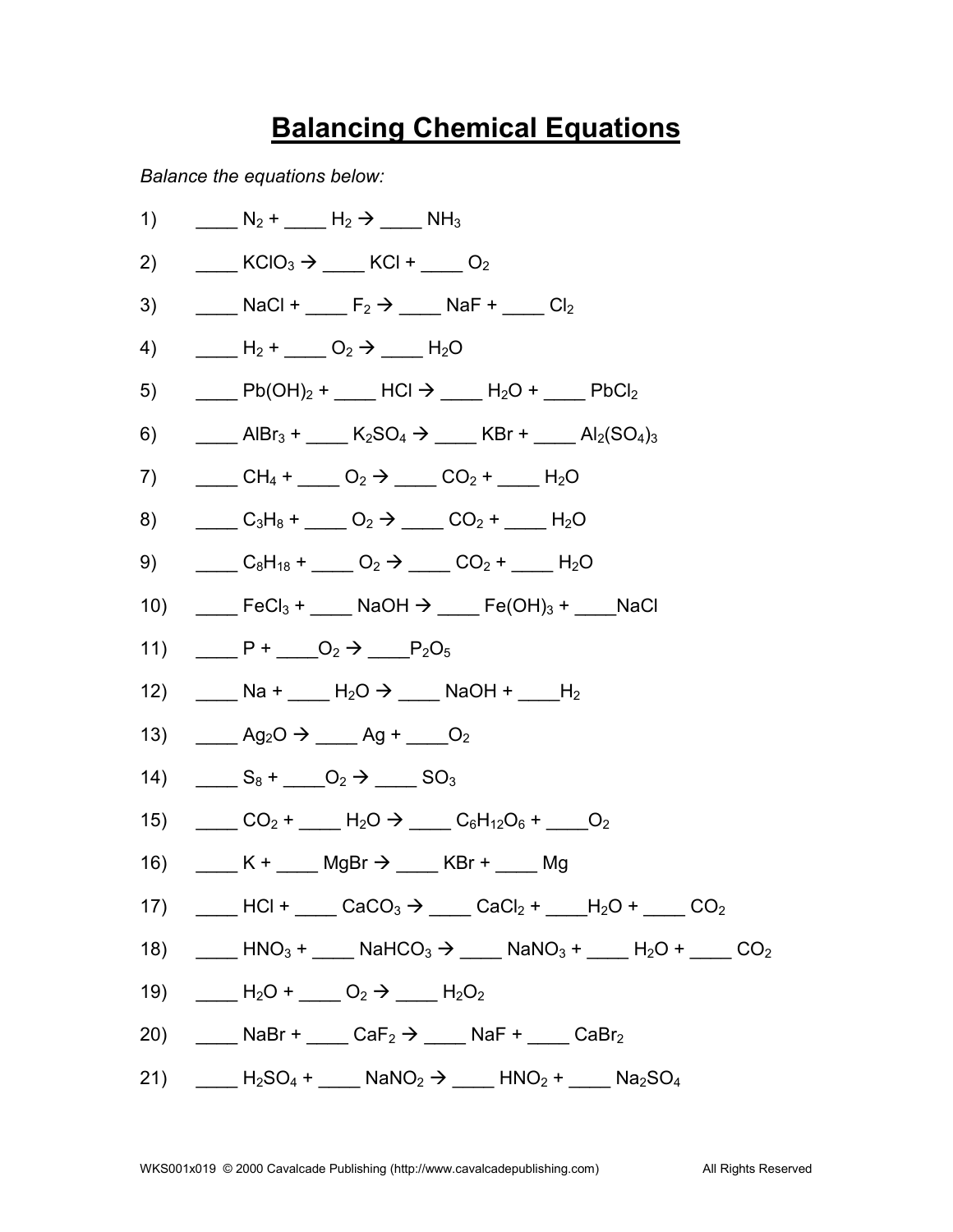# Balancing Chemical Equations

*Balance the equations below:*

1) ____ $N_2$ + ____ $H_2$ → ____ $NH_3$

2) ____ $KClO_3$ → ____ $KCl$ + ____ $O_2$

3) ____ $NaCl$ + ____ $F_2$ → ____ $NaF$ + ____ $Cl_2$

4) ____ $H_2$ + ____ $O_2$ → ____ $H_2O$

5) ____ $Pb(OH)_2$ + ____ $HCl$ → ____ $H_2O$ + ____ $PbCl_2$

6) ____ $AlBr_3$ + ____ $K_2SO_4$ → ____ $KBr$ + ____ $Al_2(SO_4)_3$

7) ____ $CH_4$ + ____ $O_2$ → ____ $CO_2$ + ____ $H_2O$

8) ____ $C_3H_8$ + ____ $O_2$ → ____ $CO_2$ + ____ $H_2O$

9) ____ $C_8H_{18}$ + ____ $O_2$ → ____ $CO_2$ + ____ $H_2O$

10) ____ $FeCl_3$ + ____ $NaOH$ → ____ $Fe(OH)_3$ + ____ $NaCl$

11) ____ $P$ + ____ $O_2$ → ____ $P_2O_5$

12) ____ $Na$ + ____ $H_2O$ → ____ $NaOH$ + ____ $H_2$

13) ____ $Ag_2O$ → ____ $Ag$ + ____ $O_2$

14) ____ $S_8$ + ____ $O_2$ → ____ $SO_3$

15) ____ $CO_2$ + ____ $H_2O$ → ____ $C_6H_{12}O_6$ + ____ $O_2$

16) ____ $K$ + ____ $MgBr$ → ____ $KBr$ + ____ $Mg$

17) ____ $HCl$ + ____ $CaCO_3$ → ____ $CaCl_2$ + ____ $H_2O$ + ____ $CO_2$

18) ____ $HNO_3$ + ____ $NaHCO_3$ → ____ $NaNO_3$ + ____ $H_2O$ + ____ $CO_2$

19) ____ $H_2O$ + ____ $O_2$ → ____ $H_2O_2$

20) ____ $NaBr$ + ____ $CaF_2$ → ____ $NaF$ + ____ $CaBr_2$

21) ____ $H_2SO_4$ + ____ $NaNO_2$ → ____ $HNO_2$ + ____ $Na_2SO_4$

WKS001x019 © 2000 Cavalcade Publishing (http://www.cavalcadepublishing.com) All Rights Reserved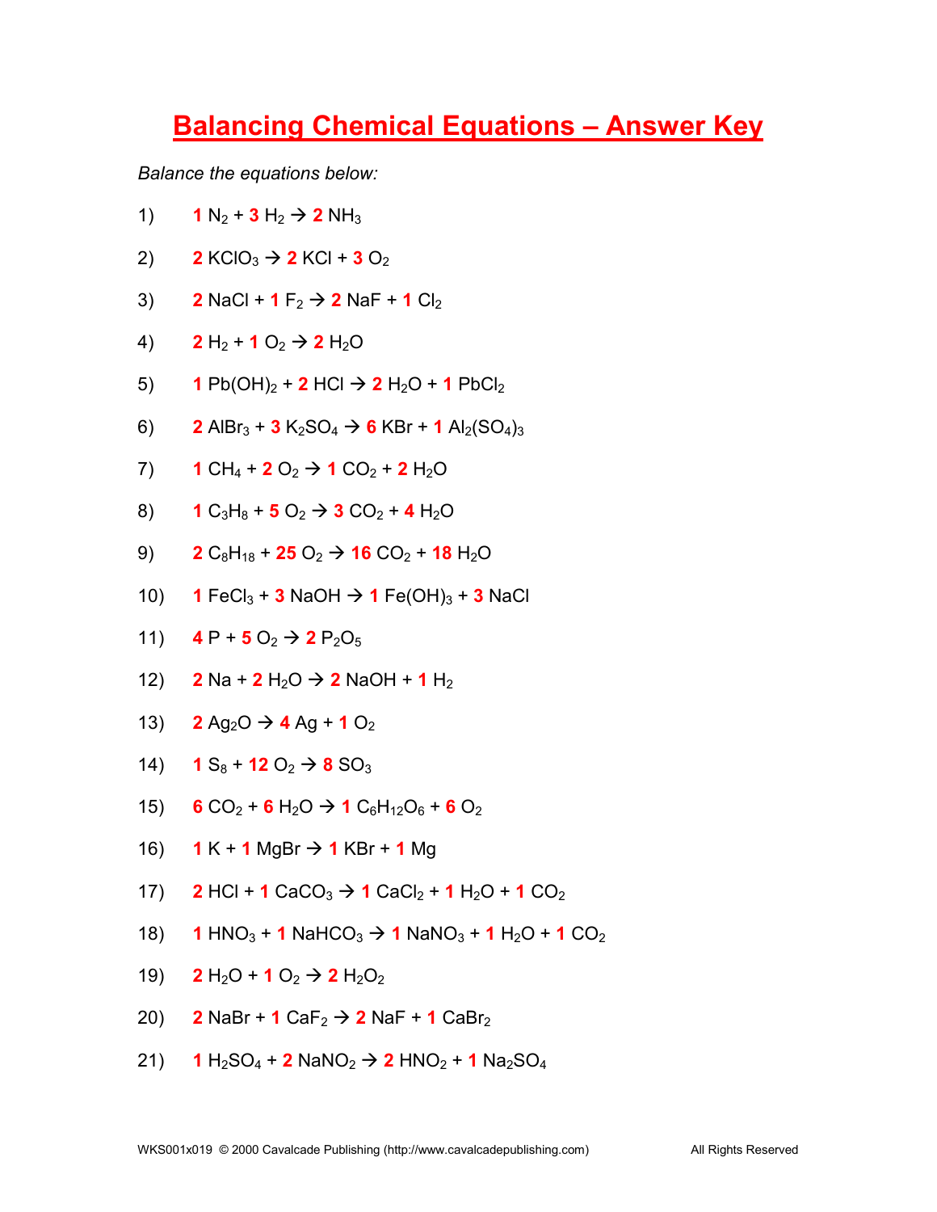# Balancing Chemical Equations – Answer Key

*Balance the equations below:*

1) **1** $N_2$ + **3** $H_2$ → **2** $NH_3$

2) **2** $KClO_3$ → **2** $KCl$ + **3** $O_2$

3) **2** $NaCl$ + **1** $F_2$ → **2** $NaF$ + **1** $Cl_2$

4) **2** $H_2$ + **1** $O_2$ → **2** $H_2O$

5) **1** $Pb(OH)_2$ + **2** $HCl$ → **2** $H_2O$ + **1** $PbCl_2$

6) **2** $AlBr_3$ + **3** $K_2SO_4$ → **6** $KBr$ + **1** $Al_2(SO_4)_3$

7) **1** $CH_4$ + **2** $O_2$ → **1** $CO_2$ + **2** $H_2O$

8) **1** $C_3H_8$ + **5** $O_2$ → **3** $CO_2$ + **4** $H_2O$

9) **2** $C_8H_{18}$ + **25** $O_2$ → **16** $CO_2$ + **18** $H_2O$

10) **1** $FeCl_3$ + **3** $NaOH$ → **1** $Fe(OH)_3$ + **3** $NaCl$

11) **4** $P$ + **5** $O_2$ → **2** $P_2O_5$

12) **2** $Na$ + **2** $H_2O$ → **2** $NaOH$ + **1** $H_2$

13) **2** $Ag_2O$ → **4** $Ag$ + **1** $O_2$

14) **1** $S_8$ + **12** $O_2$ → **8** $SO_3$

15) **6** $CO_2$ + **6** $H_2O$ → **1** $C_6H_{12}O_6$ + **6** $O_2$

16) **1** $K$ + **1** $MgBr$ → **1** $KBr$ + **1** $Mg$

17) **2** $HCl$ + **1** $CaCO_3$ → **1** $CaCl_2$ + **1** $H_2O$ + **1** $CO_2$

18) **1** $HNO_3$ + **1** $NaHCO_3$ → **1** $NaNO_3$ + **1** $H_2O$ + **1** $CO_2$

19) **2** $H_2O$ + **1** $O_2$ → **2** $H_2O_2$

20) **2** $NaBr$ + **1** $CaF_2$ → **2** $NaF$ + **1** $CaBr_2$

21) **1** $H_2SO_4$ + **2** $NaNO_2$ → **2** $HNO_2$ + **1** $Na_2SO_4$

WKS001x019 © 2000 Cavalcade Publishing (http://www.cavalcadepublishing.com) All Rights Reserved